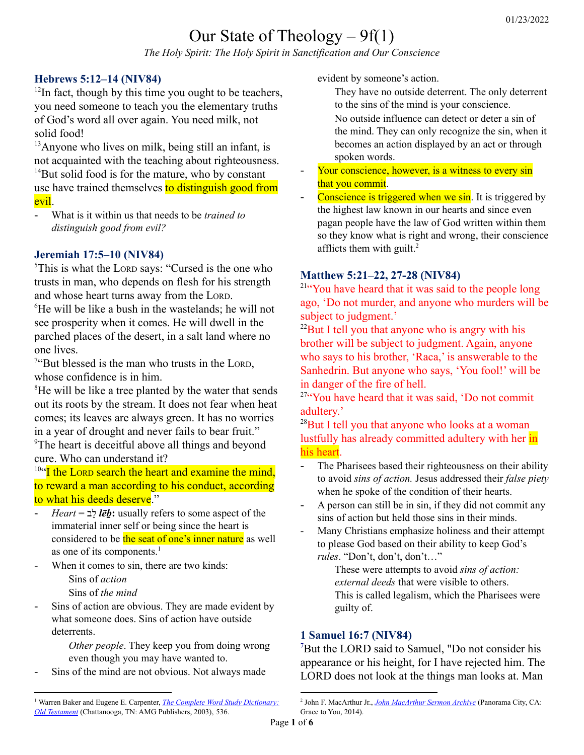# Our State of Theology – 9f(1)

*The Holy Spirit: The Holy Spirit in Sanctification and Our Conscience*

### Hebrews 5:12–14 (NIV84)

[12]In fact, though by this time you ought to be teachers, you need someone to teach you the elementary truths of God's word all over again. You need milk, not solid food!
[13]Anyone who lives on milk, being still an infant, is not acquainted with the teaching about righteousness.
[14]But solid food is for the mature, who by constant use have trained themselves to distinguish good from evil.

- What is it within us that needs to be *trained to distinguish good from evil?*

### Jeremiah 17:5–10 (NIV84)

[5]This is what the LORD says: "Cursed is the one who trusts in man, who depends on flesh for his strength and whose heart turns away from the LORD.
[6]He will be like a bush in the wastelands; he will not see prosperity when it comes. He will dwell in the parched places of the desert, in a salt land where no one lives.
[7]"But blessed is the man who trusts in the LORD, whose confidence is in him.
[8]He will be like a tree planted by the water that sends out its roots by the stream. It does not fear when heat comes; its leaves are always green. It has no worries in a year of drought and never fails to bear fruit."
[9]The heart is deceitful above all things and beyond cure. Who can understand it?
[10]"I the LORD search the heart and examine the mind, to reward a man according to his conduct, according to what his deeds deserve."

- *Heart* = לֵב ***lēḇ*:** usually refers to some aspect of the immaterial inner self or being since the heart is considered to be the seat of one's inner nature as well as one of its components.[1]
- When it comes to sin, there are two kinds:
  - Sins of *action*
  - Sins of *the mind*
- Sins of action are obvious. They are made evident by what someone does. Sins of action have outside deterrents.
  - *Other people*. They keep you from doing wrong even though you may have wanted to.
- Sins of the mind are not obvious. Not always made evident by someone's action.
  - They have no outside deterrent. The only deterrent to the sins of the mind is your conscience.
  - No outside influence can detect or deter a sin of the mind. They can only recognize the sin, when it becomes an action displayed by an act or through spoken words.
- Your conscience, however, is a witness to every sin that you commit.
- Conscience is triggered when we sin. It is triggered by the highest law known in our hearts and since even pagan people have the law of God written within them so they know what is right and wrong, their conscience afflicts them with guilt.[2]

### Matthew 5:21–22, 27-28 (NIV84)

[21]"You have heard that it was said to the people long ago, 'Do not murder, and anyone who murders will be subject to judgment.'
[22]But I tell you that anyone who is angry with his brother will be subject to judgment. Again, anyone who says to his brother, 'Raca,' is answerable to the Sanhedrin. But anyone who says, 'You fool!' will be in danger of the fire of hell.
[27]"You have heard that it was said, 'Do not commit adultery.'
[28]But I tell you that anyone who looks at a woman lustfully has already committed adultery with her in his heart.

- The Pharisees based their righteousness on their ability to avoid *sins of action.* Jesus addressed their *false piety* when he spoke of the condition of their hearts.
- A person can still be in sin, if they did not commit any sins of action but held those sins in their minds.
- Many Christians emphasize holiness and their attempt to please God based on their ability to keep God's *rules*. "Don't, don't, don't…"
  - These were attempts to avoid *sins of action: external deeds* that were visible to others.
  - This is called legalism, which the Pharisees were guilty of.

### 1 Samuel 16:7 (NIV84)

[7]But the LORD said to Samuel, "Do not consider his appearance or his height, for I have rejected him. The LORD does not look at the things man looks at. Man

---

[1] Warren Baker and Eugene E. Carpenter, *The Complete Word Study Dictionary: Old Testament* (Chattanooga, TN: AMG Publishers, 2003), 536.

[2] John F. MacArthur Jr., *John MacArthur Sermon Archive* (Panorama City, CA: Grace to You, 2014).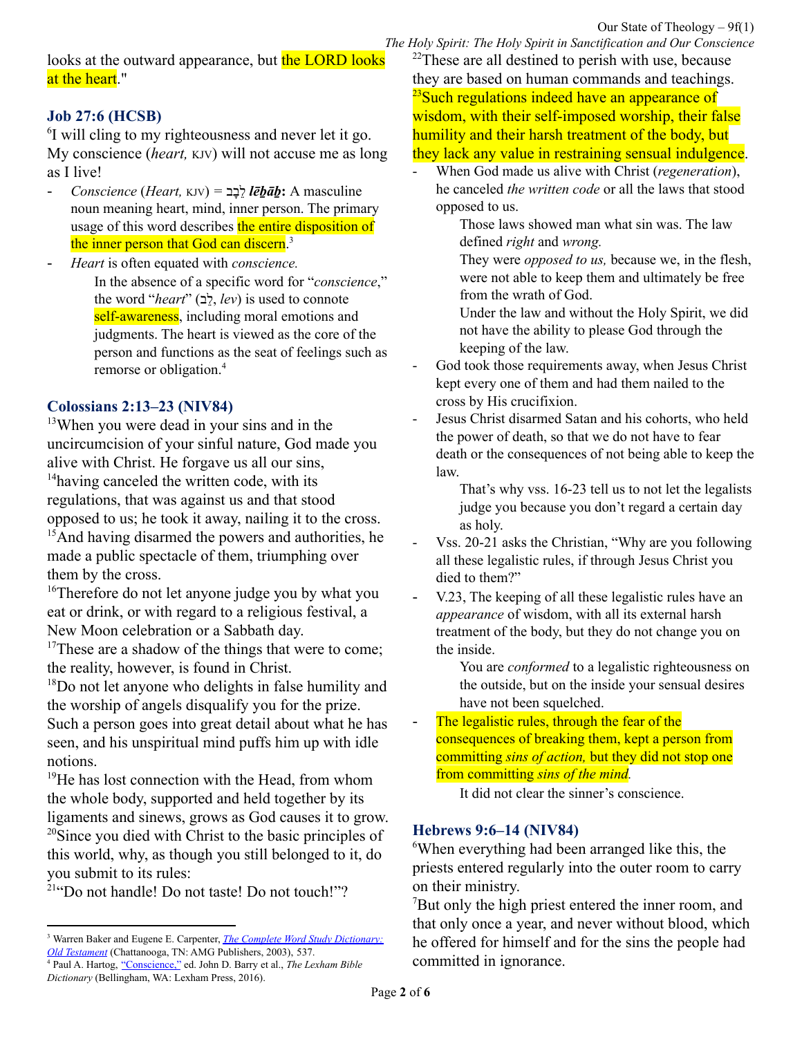looks at the outward appearance, but the LORD looks at the heart."

### Job 27:6 (HCSB)

[6]I will cling to my righteousness and never let it go. My conscience (*heart,* KJV) will not accuse me as long as I live!

- *Conscience* (*Heart,* KJV) = לֵבָב ***lēḇāḇ*:** A masculine noun meaning heart, mind, inner person. The primary usage of this word describes the entire disposition of the inner person that God can discern.[3]
- *Heart* is often equated with *conscience.*

  In the absence of a specific word for "*conscience*," the word "*heart*" (לֵב, *lev*) is used to connote self-awareness, including moral emotions and judgments. The heart is viewed as the core of the person and functions as the seat of feelings such as remorse or obligation.[4]

### Colossians 2:13–23 (NIV84)

[13]When you were dead in your sins and in the uncircumcision of your sinful nature, God made you alive with Christ. He forgave us all our sins,
[14]having canceled the written code, with its regulations, that was against us and that stood opposed to us; he took it away, nailing it to the cross.
[15]And having disarmed the powers and authorities, he made a public spectacle of them, triumphing over them by the cross.
[16]Therefore do not let anyone judge you by what you eat or drink, or with regard to a religious festival, a New Moon celebration or a Sabbath day.
[17]These are a shadow of the things that were to come; the reality, however, is found in Christ.
[18]Do not let anyone who delights in false humility and the worship of angels disqualify you for the prize. Such a person goes into great detail about what he has seen, and his unspiritual mind puffs him up with idle notions.
[19]He has lost connection with the Head, from whom the whole body, supported and held together by its ligaments and sinews, grows as God causes it to grow.
[20]Since you died with Christ to the basic principles of this world, why, as though you still belonged to it, do you submit to its rules:
[21]"Do not handle! Do not taste! Do not touch!"?
[22]These are all destined to perish with use, because they are based on human commands and teachings.
[23]Such regulations indeed have an appearance of wisdom, with their self-imposed worship, their false humility and their harsh treatment of the body, but they lack any value in restraining sensual indulgence.

- When God made us alive with Christ (*regeneration*), he canceled *the written code* or all the laws that stood opposed to us.

  Those laws showed man what sin was. The law defined *right* and *wrong.*

  They were *opposed to us,* because we, in the flesh, were not able to keep them and ultimately be free from the wrath of God.

  Under the law and without the Holy Spirit, we did not have the ability to please God through the keeping of the law.
- God took those requirements away, when Jesus Christ kept every one of them and had them nailed to the cross by His crucifixion.
- Jesus Christ disarmed Satan and his cohorts, who held the power of death, so that we do not have to fear death or the consequences of not being able to keep the law.

  That's why vss. 16-23 tell us to not let the legalists judge you because you don't regard a certain day as holy.
- Vss. 20-21 asks the Christian, "Why are you following all these legalistic rules, if through Jesus Christ you died to them?"
- V.23, The keeping of all these legalistic rules have an *appearance* of wisdom, with all its external harsh treatment of the body, but they do not change you on the inside.

  You are *conformed* to a legalistic righteousness on the outside, but on the inside your sensual desires have not been squelched.
- The legalistic rules, through the fear of the consequences of breaking them, kept a person from committing *sins of action,* but they did not stop one from committing *sins of the mind.*

  It did not clear the sinner's conscience.

### Hebrews 9:6–14 (NIV84)

[6]When everything had been arranged like this, the priests entered regularly into the outer room to carry on their ministry.
[7]But only the high priest entered the inner room, and that only once a year, and never without blood, which he offered for himself and for the sins the people had committed in ignorance.

---

[3] Warren Baker and Eugene E. Carpenter, *The Complete Word Study Dictionary: Old Testament* (Chattanooga, TN: AMG Publishers, 2003), 537.

[4] Paul A. Hartog, "Conscience," ed. John D. Barry et al., *The Lexham Bible Dictionary* (Bellingham, WA: Lexham Press, 2016).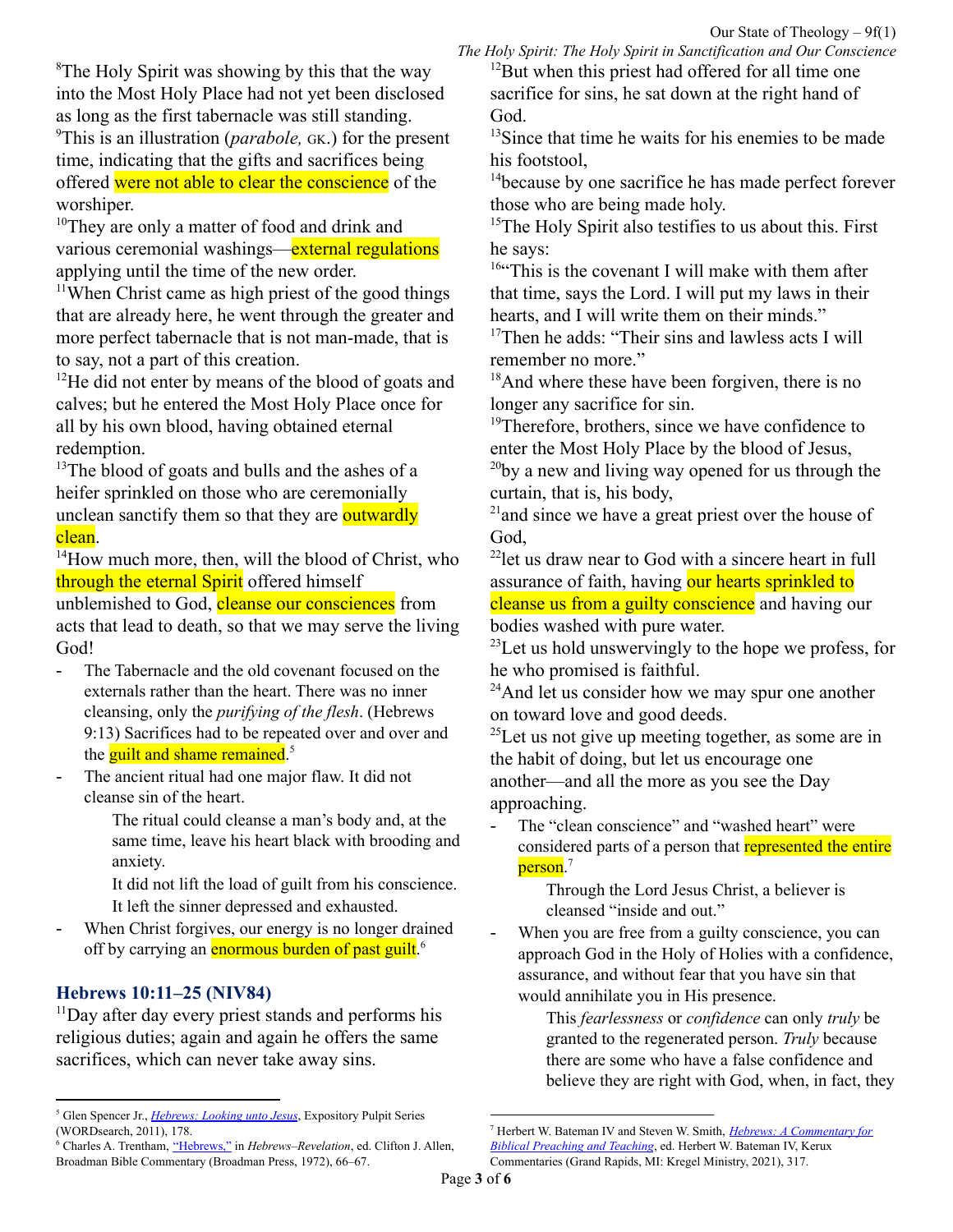[8]The Holy Spirit was showing by this that the way into the Most Holy Place had not yet been disclosed as long as the first tabernacle was still standing. [9]This is an illustration (*parabole,* GK.) for the present time, indicating that the gifts and sacrifices being offered were not able to clear the conscience of the worshiper.
[10]They are only a matter of food and drink and various ceremonial washings—external regulations applying until the time of the new order.
[11]When Christ came as high priest of the good things that are already here, he went through the greater and more perfect tabernacle that is not man-made, that is to say, not a part of this creation.
[12]He did not enter by means of the blood of goats and calves; but he entered the Most Holy Place once for all by his own blood, having obtained eternal redemption.
[13]The blood of goats and bulls and the ashes of a heifer sprinkled on those who are ceremonially unclean sanctify them so that they are outwardly clean.
[14]How much more, then, will the blood of Christ, who through the eternal Spirit offered himself unblemished to God, cleanse our consciences from acts that lead to death, so that we may serve the living God!

- The Tabernacle and the old covenant focused on the externals rather than the heart. There was no inner cleansing, only the *purifying of the flesh*. (Hebrews 9:13) Sacrifices had to be repeated over and over and the guilt and shame remained.[5]
- The ancient ritual had one major flaw. It did not cleanse sin of the heart.

  The ritual could cleanse a man's body and, at the same time, leave his heart black with brooding and anxiety.

  It did not lift the load of guilt from his conscience. It left the sinner depressed and exhausted.
- When Christ forgives, our energy is no longer drained off by carrying an enormous burden of past guilt.[6]

### Hebrews 10:11–25 (NIV84)

[11]Day after day every priest stands and performs his religious duties; again and again he offers the same sacrifices, which can never take away sins.
[12]But when this priest had offered for all time one sacrifice for sins, he sat down at the right hand of God.
[13]Since that time he waits for his enemies to be made his footstool,
[14]because by one sacrifice he has made perfect forever those who are being made holy.
[15]The Holy Spirit also testifies to us about this. First he says:
[16]"This is the covenant I will make with them after that time, says the Lord. I will put my laws in their hearts, and I will write them on their minds."
[17]Then he adds: "Their sins and lawless acts I will remember no more."
[18]And where these have been forgiven, there is no longer any sacrifice for sin.
[19]Therefore, brothers, since we have confidence to enter the Most Holy Place by the blood of Jesus,
[20]by a new and living way opened for us through the curtain, that is, his body,
[21]and since we have a great priest over the house of God,
[22]let us draw near to God with a sincere heart in full assurance of faith, having our hearts sprinkled to cleanse us from a guilty conscience and having our bodies washed with pure water.
[23]Let us hold unswervingly to the hope we profess, for he who promised is faithful.
[24]And let us consider how we may spur one another on toward love and good deeds.
[25]Let us not give up meeting together, as some are in the habit of doing, but let us encourage one another—and all the more as you see the Day approaching.

- The "clean conscience" and "washed heart" were considered parts of a person that represented the entire person.[7]

  Through the Lord Jesus Christ, a believer is cleansed "inside and out."
- When you are free from a guilty conscience, you can approach God in the Holy of Holies with a confidence, assurance, and without fear that you have sin that would annihilate you in His presence.

  This *fearlessness* or *confidence* can only *truly* be granted to the regenerated person. *Truly* because there are some who have a false confidence and believe they are right with God, when, in fact, they

---

[5] Glen Spencer Jr., *Hebrews: Looking unto Jesus*, Expository Pulpit Series (WORDsearch, 2011), 178.
[6] Charles A. Trentham, "Hebrews," in *Hebrews–Revelation*, ed. Clifton J. Allen, Broadman Bible Commentary (Broadman Press, 1972), 66–67.
[7] Herbert W. Bateman IV and Steven W. Smith, *Hebrews: A Commentary for Biblical Preaching and Teaching*, ed. Herbert W. Bateman IV, Kerux Commentaries (Grand Rapids, MI: Kregel Ministry, 2021), 317.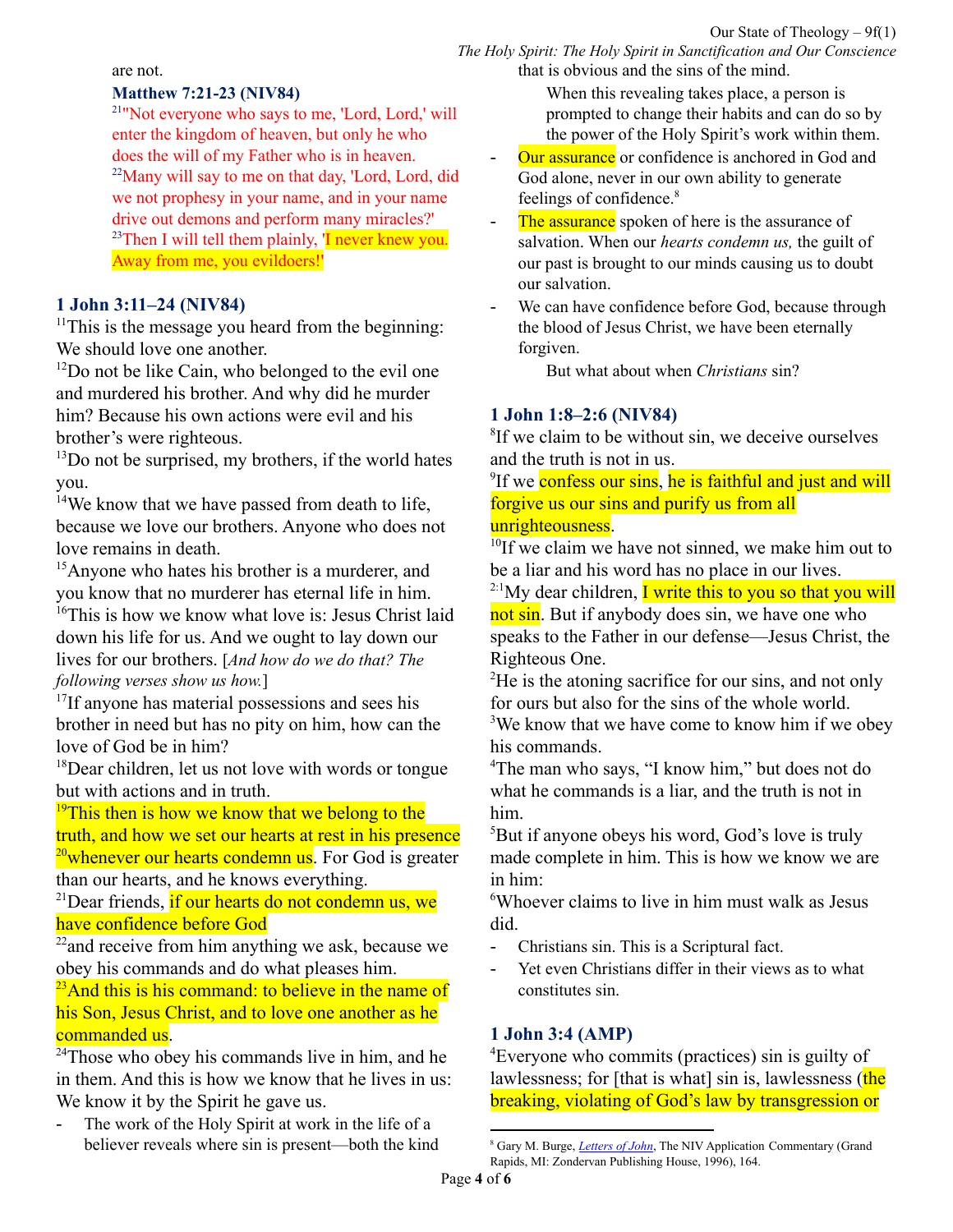are not.

**Matthew 7:21-23 (NIV84)**

[21]"Not everyone who says to me, 'Lord, Lord,' will enter the kingdom of heaven, but only he who does the will of my Father who is in heaven. [22]Many will say to me on that day, 'Lord, Lord, did we not prophesy in your name, and in your name drive out demons and perform many miracles?' [23]Then I will tell them plainly, 'I never knew you. Away from me, you evildoers!'

**1 John 3:11–24 (NIV84)**

[11]This is the message you heard from the beginning: We should love one another.
[12]Do not be like Cain, who belonged to the evil one and murdered his brother. And why did he murder him? Because his own actions were evil and his brother's were righteous.
[13]Do not be surprised, my brothers, if the world hates you.
[14]We know that we have passed from death to life, because we love our brothers. Anyone who does not love remains in death.
[15]Anyone who hates his brother is a murderer, and you know that no murderer has eternal life in him.
[16]This is how we know what love is: Jesus Christ laid down his life for us. And we ought to lay down our lives for our brothers. [*And how do we do that? The following verses show us how.*]
[17]If anyone has material possessions and sees his brother in need but has no pity on him, how can the love of God be in him?
[18]Dear children, let us not love with words or tongue but with actions and in truth.
[19]This then is how we know that we belong to the truth, and how we set our hearts at rest in his presence [20]whenever our hearts condemn us. For God is greater than our hearts, and he knows everything.
[21]Dear friends, if our hearts do not condemn us, we have confidence before God
[22]and receive from him anything we ask, because we obey his commands and do what pleases him.
[23]And this is his command: to believe in the name of his Son, Jesus Christ, and to love one another as he commanded us.
[24]Those who obey his commands live in him, and he in them. And this is how we know that he lives in us: We know it by the Spirit he gave us.

- The work of the Holy Spirit at work in the life of a believer reveals where sin is present—both the kind that is obvious and the sins of the mind.

  When this revealing takes place, a person is prompted to change their habits and can do so by the power of the Holy Spirit's work within them.

- Our assurance or confidence is anchored in God and God alone, never in our own ability to generate feelings of confidence.[8]
- The assurance spoken of here is the assurance of salvation. When our *hearts condemn us,* the guilt of our past is brought to our minds causing us to doubt our salvation.
- We can have confidence before God, because through the blood of Jesus Christ, we have been eternally forgiven.

  But what about when *Christians* sin?

**1 John 1:8–2:6 (NIV84)**

[8]If we claim to be without sin, we deceive ourselves and the truth is not in us.
[9]If we confess our sins, he is faithful and just and will forgive us our sins and purify us from all unrighteousness.
[10]If we claim we have not sinned, we make him out to be a liar and his word has no place in our lives.
[2:1]My dear children, I write this to you so that you will not sin. But if anybody does sin, we have one who speaks to the Father in our defense—Jesus Christ, the Righteous One.
[2]He is the atoning sacrifice for our sins, and not only for ours but also for the sins of the whole world.
[3]We know that we have come to know him if we obey his commands.
[4]The man who says, "I know him," but does not do what he commands is a liar, and the truth is not in him.
[5]But if anyone obeys his word, God's love is truly made complete in him. This is how we know we are in him:
[6]Whoever claims to live in him must walk as Jesus did.

- Christians sin. This is a Scriptural fact.
- Yet even Christians differ in their views as to what constitutes sin.

**1 John 3:4 (AMP)**

[4]Everyone who commits (practices) sin is guilty of lawlessness; for [that is what] sin is, lawlessness (the breaking, violating of God's law by transgression or

---

[8] Gary M. Burge, *Letters of John*, The NIV Application Commentary (Grand Rapids, MI: Zondervan Publishing House, 1996), 164.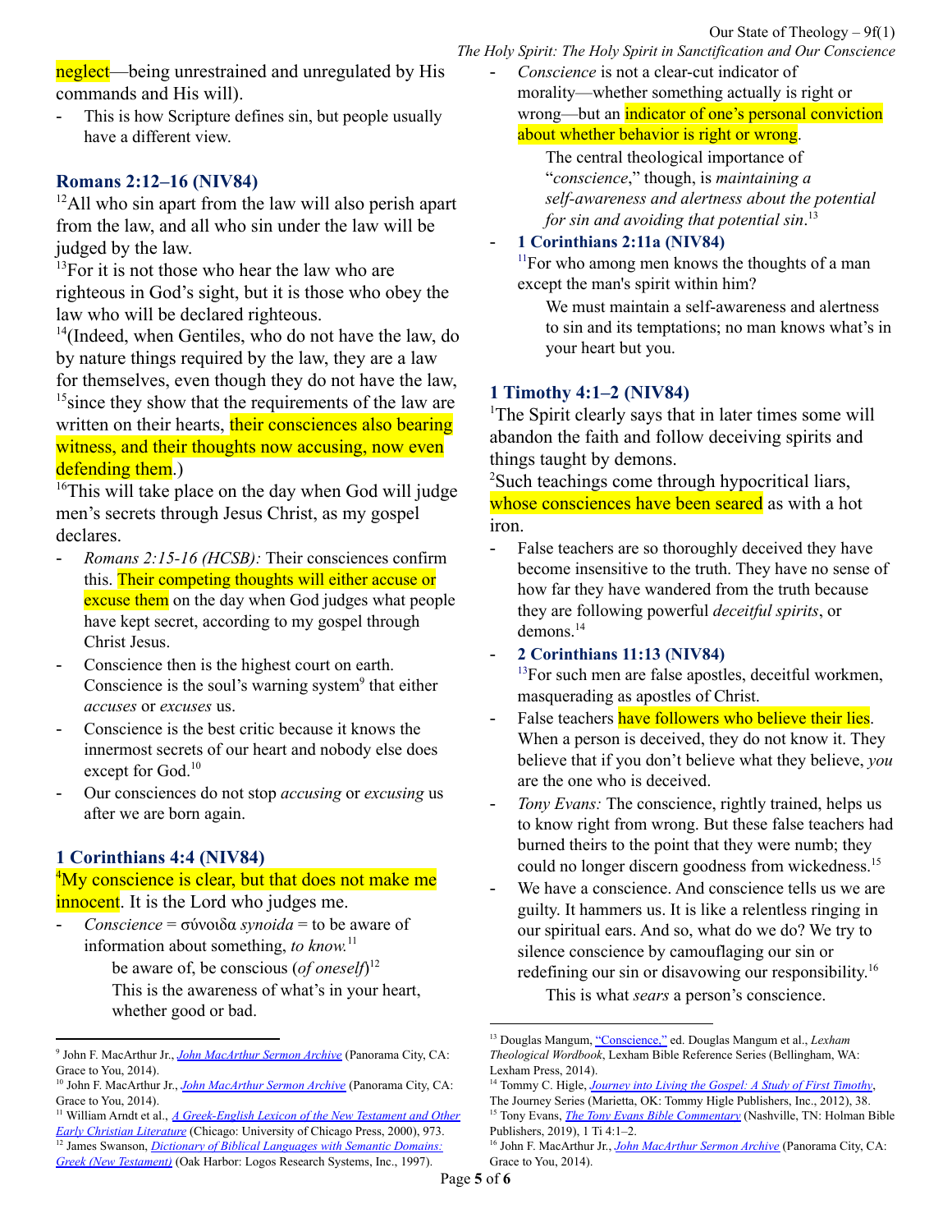neglect—being unrestrained and unregulated by His commands and His will).

- This is how Scripture defines sin, but people usually have a different view.

### Romans 2:12–16 (NIV84)

[12]All who sin apart from the law will also perish apart from the law, and all who sin under the law will be judged by the law.
[13]For it is not those who hear the law who are righteous in God's sight, but it is those who obey the law who will be declared righteous.
[14](Indeed, when Gentiles, who do not have the law, do by nature things required by the law, they are a law for themselves, even though they do not have the law, [15]since they show that the requirements of the law are written on their hearts, their consciences also bearing witness, and their thoughts now accusing, now even defending them.)
[16]This will take place on the day when God will judge men's secrets through Jesus Christ, as my gospel declares.

- *Romans 2:15-16 (HCSB):* Their consciences confirm this. Their competing thoughts will either accuse or excuse them on the day when God judges what people have kept secret, according to my gospel through Christ Jesus.
- Conscience then is the highest court on earth. Conscience is the soul's warning system[9] that either *accuses* or *excuses* us.
- Conscience is the best critic because it knows the innermost secrets of our heart and nobody else does except for God.[10]
- Our consciences do not stop *accusing* or *excusing* us after we are born again.

### 1 Corinthians 4:4 (NIV84)

[4]My conscience is clear, but that does not make me innocent. It is the Lord who judges me.

- *Conscience* = σύνοιδα *synoida* = to be aware of information about something, *to know.*[11]

    be aware of, be conscious (*of oneself*)[12]
    This is the awareness of what's in your heart, whether good or bad.

- *Conscience* is not a clear-cut indicator of morality—whether something actually is right or wrong—but an indicator of one's personal conviction about whether behavior is right or wrong.

    The central theological importance of "*conscience*," though, is *maintaining a self-awareness and alertness about the potential for sin and avoiding that potential sin*.[13]

- **1 Corinthians 2:11a (NIV84)**
    [11]For who among men knows the thoughts of a man except the man's spirit within him?

    We must maintain a self-awareness and alertness to sin and its temptations; no man knows what's in your heart but you.

### 1 Timothy 4:1–2 (NIV84)

[1]The Spirit clearly says that in later times some will abandon the faith and follow deceiving spirits and things taught by demons.
[2]Such teachings come through hypocritical liars, whose consciences have been seared as with a hot iron.

- False teachers are so thoroughly deceived they have become insensitive to the truth. They have no sense of how far they have wandered from the truth because they are following powerful *deceitful spirits*, or demons.[14]
- **2 Corinthians 11:13 (NIV84)**
    [13]For such men are false apostles, deceitful workmen, masquerading as apostles of Christ.
- False teachers have followers who believe their lies. When a person is deceived, they do not know it. They believe that if you don't believe what they believe, *you* are the one who is deceived.
- *Tony Evans:* The conscience, rightly trained, helps us to know right from wrong. But these false teachers had burned theirs to the point that they were numb; they could no longer discern goodness from wickedness.[15]
- We have a conscience. And conscience tells us we are guilty. It hammers us. It is like a relentless ringing in our spiritual ears. And so, what do we do? We try to silence conscience by camouflaging our sin or redefining our sin or disavowing our responsibility.[16]

    This is what *sears* a person's conscience.

---

[9] John F. MacArthur Jr., *John MacArthur Sermon Archive* (Panorama City, CA: Grace to You, 2014).
[10] John F. MacArthur Jr., *John MacArthur Sermon Archive* (Panorama City, CA: Grace to You, 2014).
[11] William Arndt et al., *A Greek-English Lexicon of the New Testament and Other Early Christian Literature* (Chicago: University of Chicago Press, 2000), 973.
[12] James Swanson, *Dictionary of Biblical Languages with Semantic Domains: Greek (New Testament)* (Oak Harbor: Logos Research Systems, Inc., 1997).
[13] Douglas Mangum, "Conscience," ed. Douglas Mangum et al., *Lexham Theological Wordbook*, Lexham Bible Reference Series (Bellingham, WA: Lexham Press, 2014).
[14] Tommy C. Higle, *Journey into Living the Gospel: A Study of First Timothy*, The Journey Series (Marietta, OK: Tommy Higle Publishers, Inc., 2012), 38.
[15] Tony Evans, *The Tony Evans Bible Commentary* (Nashville, TN: Holman Bible Publishers, 2019), 1 Ti 4:1–2.
[16] John F. MacArthur Jr., *John MacArthur Sermon Archive* (Panorama City, CA: Grace to You, 2014).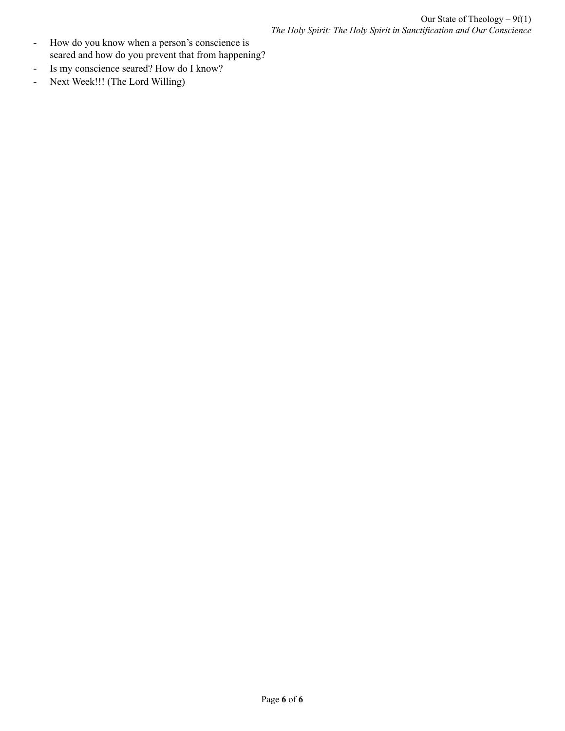- How do you know when a person's conscience is seared and how do you prevent that from happening?
- Is my conscience seared? How do I know?
- Next Week!!! (The Lord Willing)